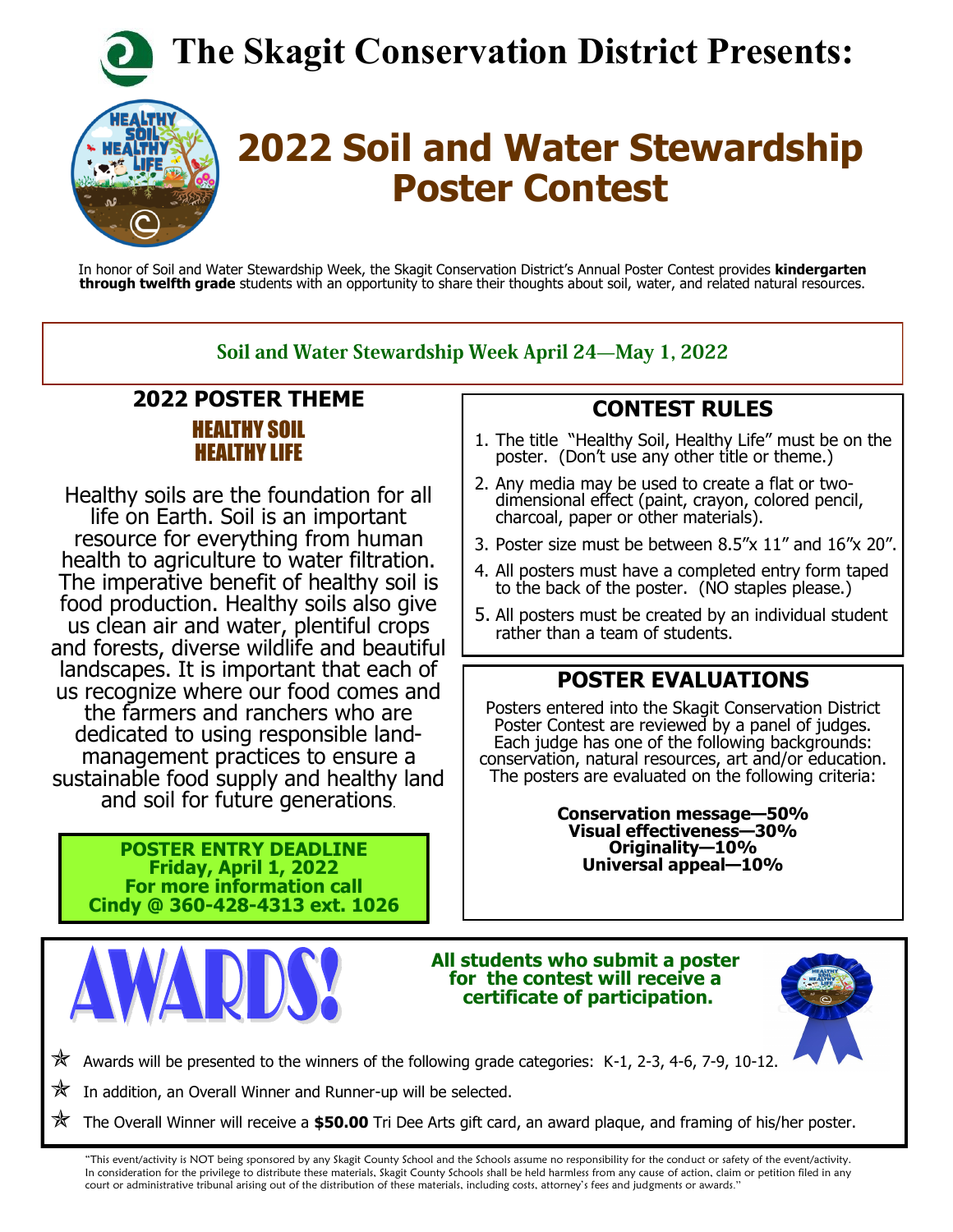# The Skagit Conservation District Presents:

# 2022 Soil and Water Stewardship Poster Contest

In honor of Soil and Water Stewardship Week, the Skagit Conservation District's Annual Poster Contest provides **kindergarten through twelfth grade** students with an opportunity to share their thoughts about soil, water, and related natural resources.

**Soil and Water Stewardship Week April 24—May 1, 2022**

## 2022 POSTER THEME

**HEALTHY SOIL HEALTHY LIFE**

Healthy soils are the foundation for all life on Earth. Soil is an important resource for everything from human health to agriculture to water filtration. The imperative benefit of healthy soil is food production. Healthy soils also give us clean air and water, plentiful crops and forests, diverse wildlife and beautiful landscapes. It is important that each of us recognize where our food comes and the farmers and ranchers who are dedicated to using responsible land-management practices to ensure a sustainable food supply and healthy land and soil for future generations.

**POSTER ENTRY DEADLINE**
**Friday, April 1, 2022**
**For more information call**
**Cindy @ 360-428-4313 ext. 1026**

## CONTEST RULES

1. The title "Healthy Soil, Healthy Life" must be on the poster. (Don't use any other title or theme.)
2. Any media may be used to create a flat or two-dimensional effect (paint, crayon, colored pencil, charcoal, paper or other materials).
3. Poster size must be between 8.5"x 11" and 16"x 20".
4. All posters must have a completed entry form taped to the back of the poster. (NO staples please.)
5. All posters must be created by an individual student rather than a team of students.

## POSTER EVALUATIONS

Posters entered into the Skagit Conservation District Poster Contest are reviewed by a panel of judges. Each judge has one of the following backgrounds: conservation, natural resources, art and/or education. The posters are evaluated on the following criteria:

**Conservation message—50%**
**Visual effectiveness—30%**
**Originality—10%**
**Universal appeal—10%**

## AWARDS!

**All students who submit a poster for the contest will receive a certificate of participation.**

- Awards will be presented to the winners of the following grade categories: K-1, 2-3, 4-6, 7-9, 10-12.
- In addition, an Overall Winner and Runner-up will be selected.
- The Overall Winner will receive a **$50.00** Tri Dee Arts gift card, an award plaque, and framing of his/her poster.

"This event/activity is NOT being sponsored by any Skagit County School and the Schools assume no responsibility for the conduct or safety of the event/activity. In consideration for the privilege to distribute these materials, Skagit County Schools shall be held harmless from any cause of action, claim or petition filed in any court or administrative tribunal arising out of the distribution of these materials, including costs, attorney's fees and judgments or awards."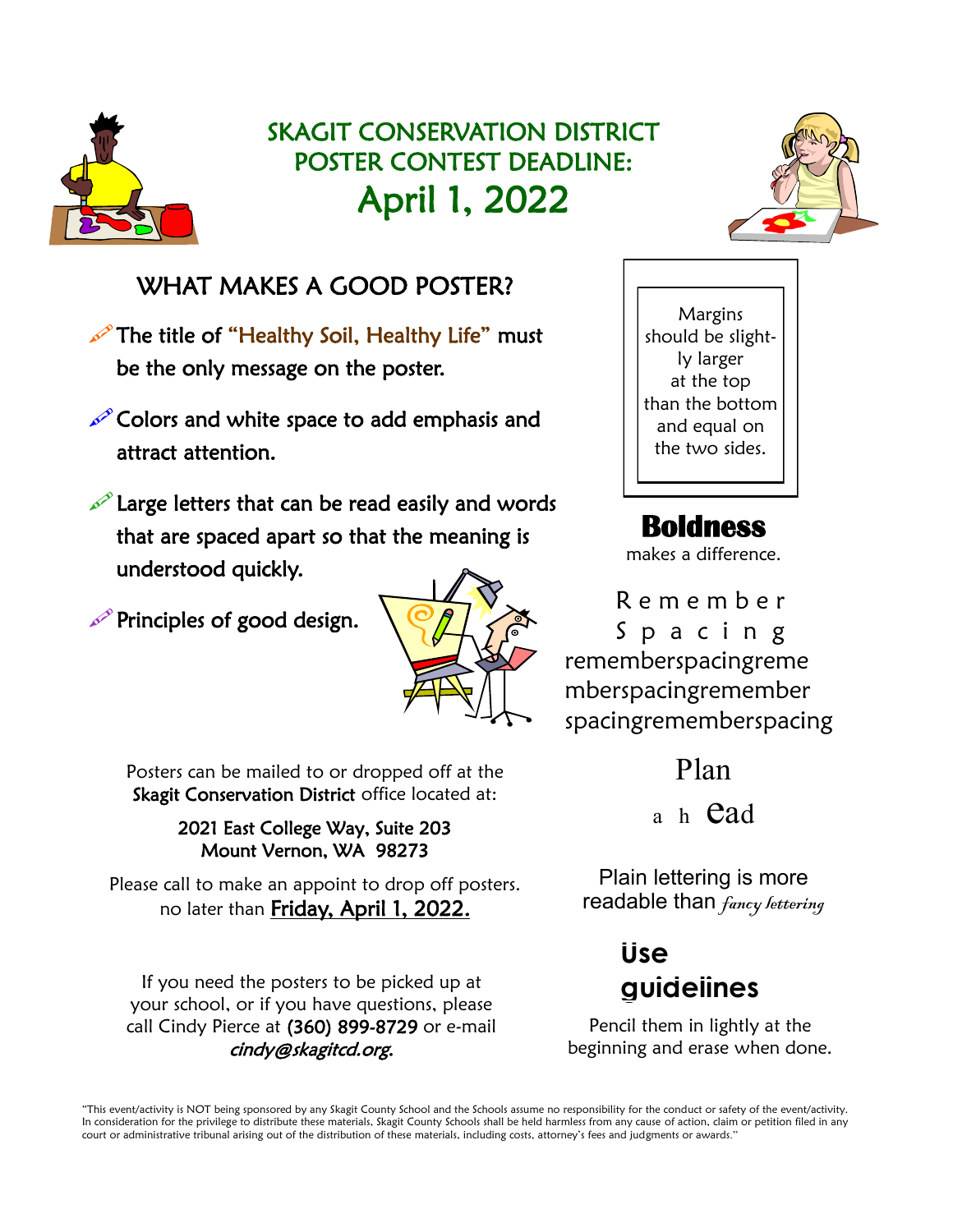# SKAGIT CONSERVATION DISTRICT
# POSTER CONTEST DEADLINE:
# April 1, 2022

## WHAT MAKES A GOOD POSTER?

- The title of "Healthy Soil, Healthy Life" must be the only message on the poster.
- Colors and white space to add emphasis and attract attention.
- Large letters that can be read easily and words that are spaced apart so that the meaning is understood quickly.
- Principles of good design.

Margins should be slightly larger at the top than the bottom and equal on the two sides.

**Boldness** makes a difference.

R e m e m b e r
S p a c i n g
rememberspacingreme
mberspacingremember
spacingrememberspacing

Plan

a h ead

Plain lettering is more readable than *fancy lettering*

**Use guidelines**

Pencil them in lightly at the beginning and erase when done.

Posters can be mailed to or dropped off at the **Skagit Conservation District** office located at:

**2021 East College Way, Suite 203**
**Mount Vernon, WA 98273**

Please call to make an appoint to drop off posters. no later than **Friday, April 1, 2022.**

If you need the posters to be picked up at your school, or if you have questions, please call Cindy Pierce at **(360) 899-8729** or e-mail *cindy@skagitcd.org.*

"This event/activity is NOT being sponsored by any Skagit County School and the Schools assume no responsibility for the conduct or safety of the event/activity. In consideration for the privilege to distribute these materials, Skagit County Schools shall be held harmless from any cause of action, claim or petition filed in any court or administrative tribunal arising out of the distribution of these materials, including costs, attorney's fees and judgments or awards."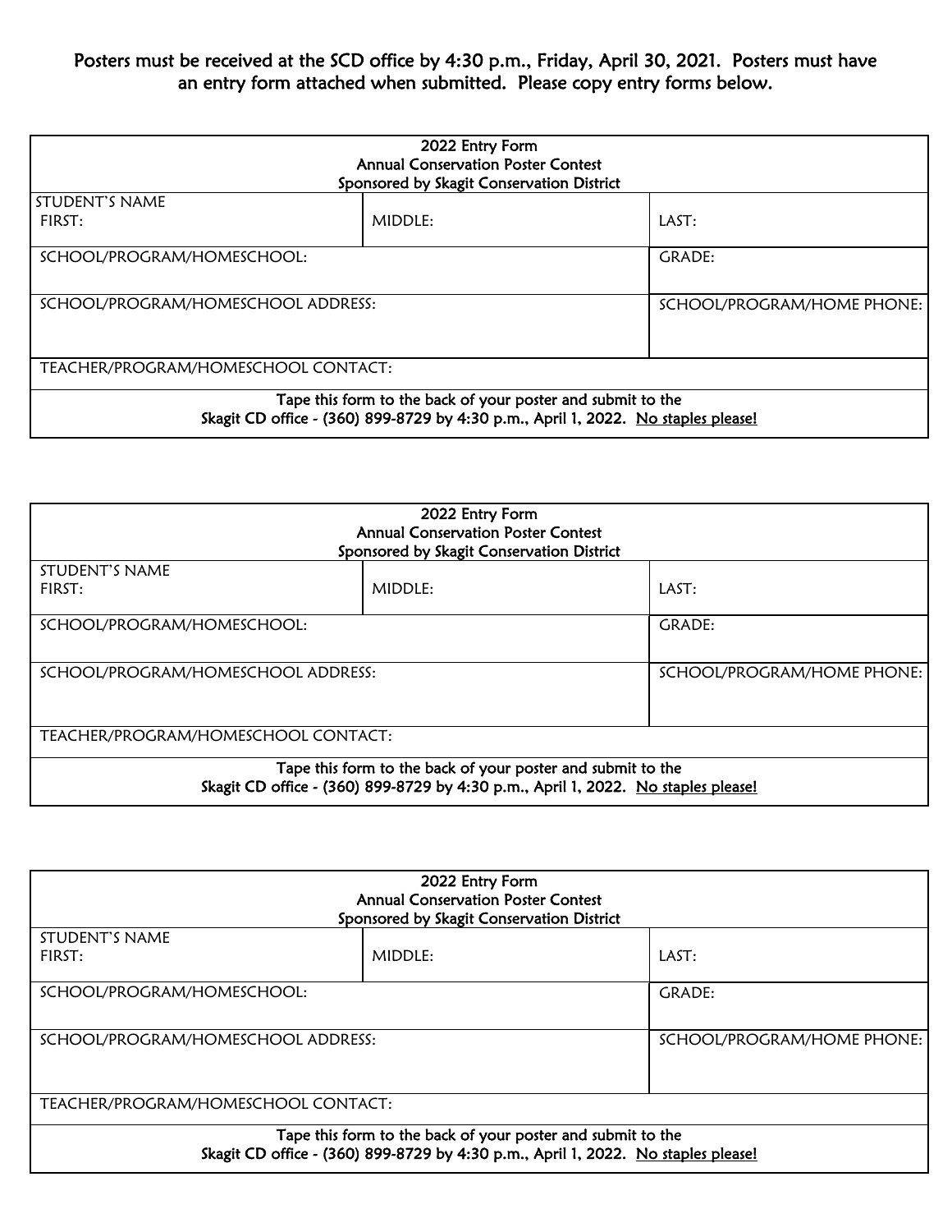Posters must be received at the SCD office by 4:30 p.m., Friday, April 30, 2021. Posters must have an entry form attached when submitted. Please copy entry forms below.

| 2022 Entry Form<br>Annual Conservation Poster Contest<br>Sponsored by Skagit Conservation District | | |
|---|---|---|
| STUDENT'S NAME<br>FIRST: | MIDDLE: | LAST: |
| SCHOOL/PROGRAM/HOMESCHOOL: | | GRADE: |
| SCHOOL/PROGRAM/HOMESCHOOL ADDRESS: | | SCHOOL/PROGRAM/HOME PHONE: |
| TEACHER/PROGRAM/HOMESCHOOL CONTACT: | | |
| Tape this form to the back of your poster and submit to the<br>Skagit CD office - (360) 899-8729 by 4:30 p.m., April 1, 2022. <u>No staples please!</u> | | |

| 2022 Entry Form<br>Annual Conservation Poster Contest<br>Sponsored by Skagit Conservation District | | |
|---|---|---|
| STUDENT'S NAME<br>FIRST: | MIDDLE: | LAST: |
| SCHOOL/PROGRAM/HOMESCHOOL: | | GRADE: |
| SCHOOL/PROGRAM/HOMESCHOOL ADDRESS: | | SCHOOL/PROGRAM/HOME PHONE: |
| TEACHER/PROGRAM/HOMESCHOOL CONTACT: | | |
| Tape this form to the back of your poster and submit to the<br>Skagit CD office - (360) 899-8729 by 4:30 p.m., April 1, 2022. <u>No staples please!</u> | | |

| 2022 Entry Form<br>Annual Conservation Poster Contest<br>Sponsored by Skagit Conservation District | | |
|---|---|---|
| STUDENT'S NAME<br>FIRST: | MIDDLE: | LAST: |
| SCHOOL/PROGRAM/HOMESCHOOL: | | GRADE: |
| SCHOOL/PROGRAM/HOMESCHOOL ADDRESS: | | SCHOOL/PROGRAM/HOME PHONE: |
| TEACHER/PROGRAM/HOMESCHOOL CONTACT: | | |
| Tape this form to the back of your poster and submit to the<br>Skagit CD office - (360) 899-8729 by 4:30 p.m., April 1, 2022. <u>No staples please!</u> | | |